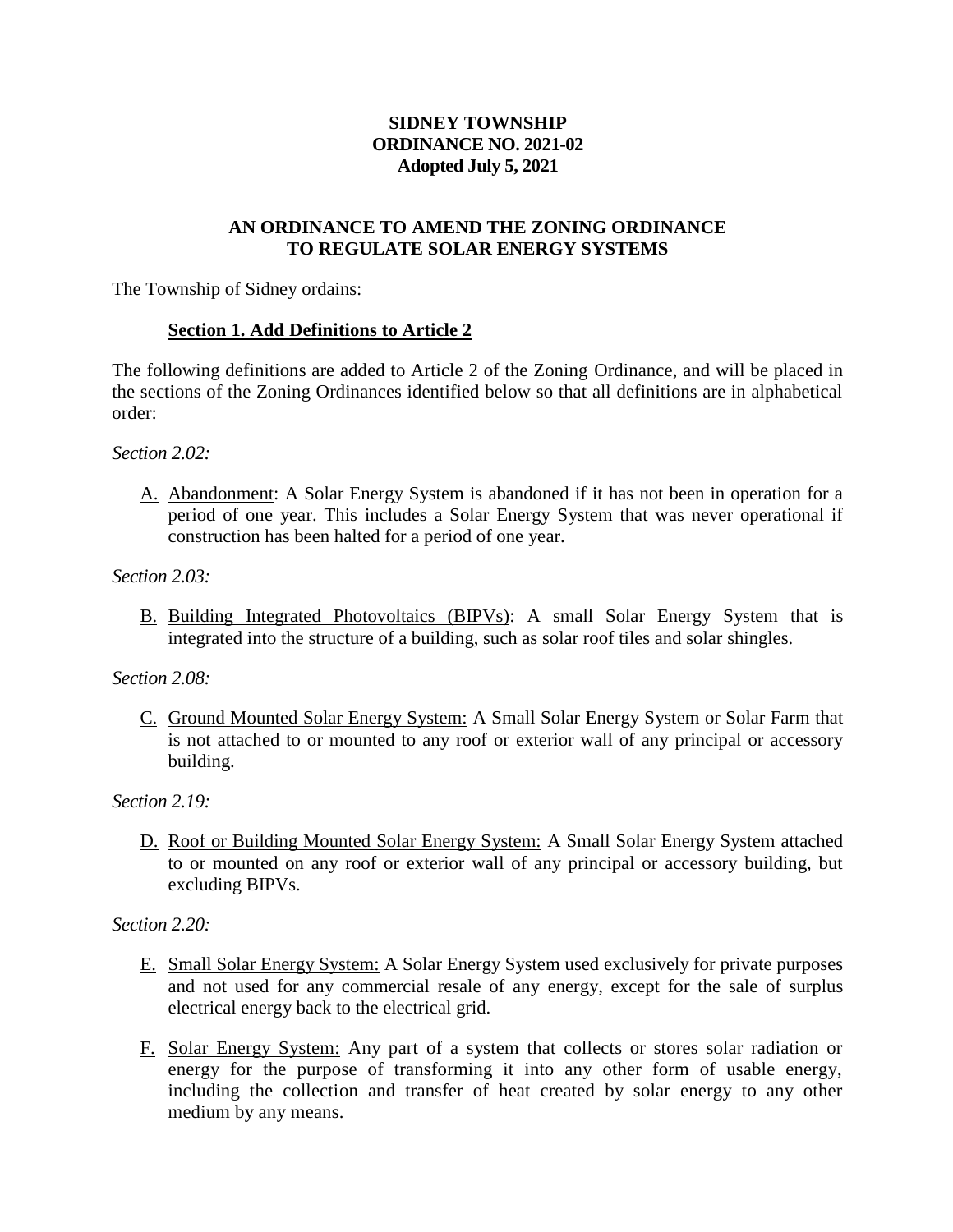**SIDNEY TOWNSHIP**
**ORDINANCE NO. 2021-02**
**Adopted July 5, 2021**

**AN ORDINANCE TO AMEND THE ZONING ORDINANCE TO REGULATE SOLAR ENERGY SYSTEMS**

The Township of Sidney ordains:

**Section 1. Add Definitions to Article 2**

The following definitions are added to Article 2 of the Zoning Ordinance, and will be placed in the sections of the Zoning Ordinances identified below so that all definitions are in alphabetical order:

*Section 2.02:*

A. Abandonment: A Solar Energy System is abandoned if it has not been in operation for a period of one year. This includes a Solar Energy System that was never operational if construction has been halted for a period of one year.

*Section 2.03:*

B. Building Integrated Photovoltaics (BIPVs): A small Solar Energy System that is integrated into the structure of a building, such as solar roof tiles and solar shingles.

*Section 2.08:*

C. Ground Mounted Solar Energy System: A Small Solar Energy System or Solar Farm that is not attached to or mounted to any roof or exterior wall of any principal or accessory building.

*Section 2.19:*

D. Roof or Building Mounted Solar Energy System: A Small Solar Energy System attached to or mounted on any roof or exterior wall of any principal or accessory building, but excluding BIPVs.

*Section 2.20:*

E. Small Solar Energy System: A Solar Energy System used exclusively for private purposes and not used for any commercial resale of any energy, except for the sale of surplus electrical energy back to the electrical grid.

F. Solar Energy System: Any part of a system that collects or stores solar radiation or energy for the purpose of transforming it into any other form of usable energy, including the collection and transfer of heat created by solar energy to any other medium by any means.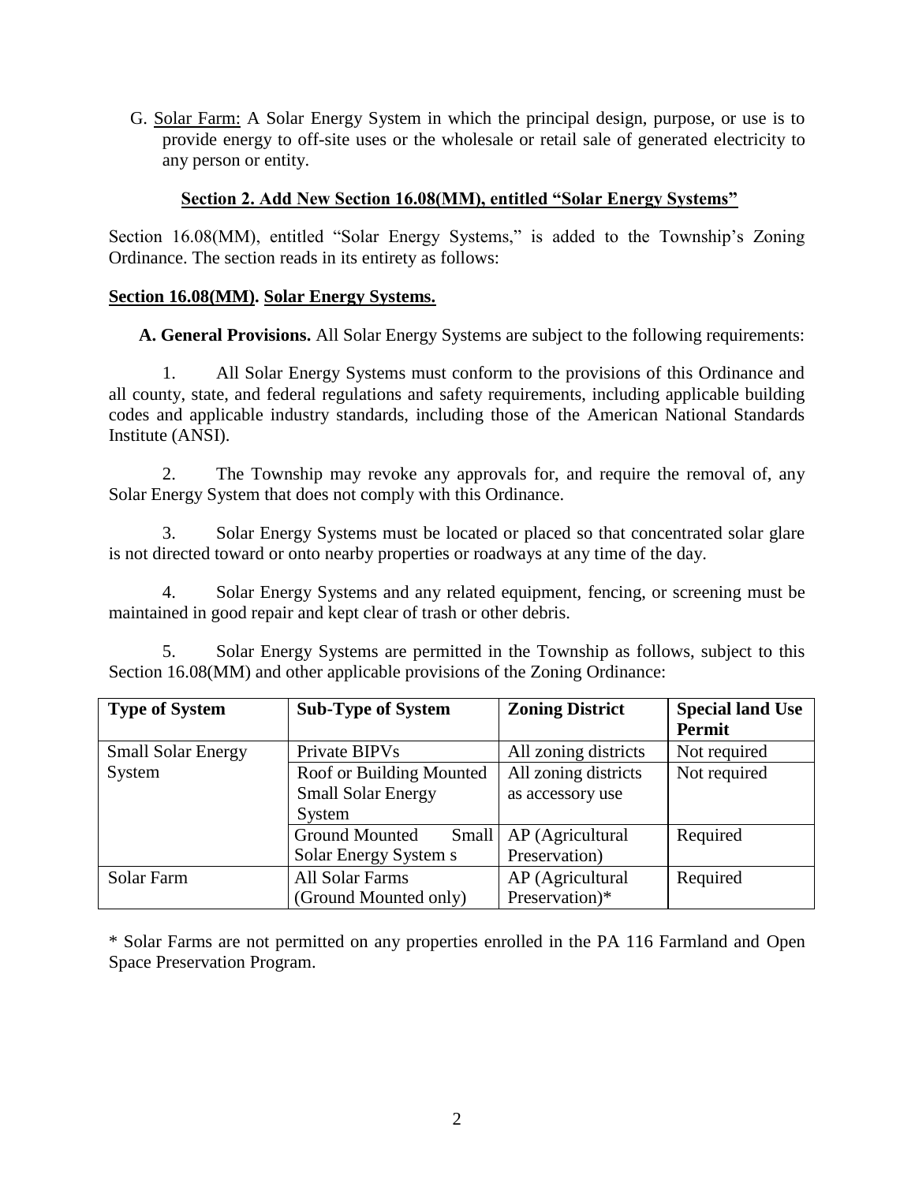G. Solar Farm: A Solar Energy System in which the principal design, purpose, or use is to provide energy to off-site uses or the wholesale or retail sale of generated electricity to any person or entity.

**Section 2. Add New Section 16.08(MM), entitled "Solar Energy Systems"**

Section 16.08(MM), entitled "Solar Energy Systems," is added to the Township's Zoning Ordinance. The section reads in its entirety as follows:

**Section 16.08(MM). Solar Energy Systems.**

**A. General Provisions.** All Solar Energy Systems are subject to the following requirements:

1. All Solar Energy Systems must conform to the provisions of this Ordinance and all county, state, and federal regulations and safety requirements, including applicable building codes and applicable industry standards, including those of the American National Standards Institute (ANSI).

2. The Township may revoke any approvals for, and require the removal of, any Solar Energy System that does not comply with this Ordinance.

3. Solar Energy Systems must be located or placed so that concentrated solar glare is not directed toward or onto nearby properties or roadways at any time of the day.

4. Solar Energy Systems and any related equipment, fencing, or screening must be maintained in good repair and kept clear of trash or other debris.

5. Solar Energy Systems are permitted in the Township as follows, subject to this Section 16.08(MM) and other applicable provisions of the Zoning Ordinance:

| Type of System | Sub-Type of System | Zoning District | Special land Use Permit |
|---|---|---|---|
| Small Solar Energy System | Private BIPVs | All zoning districts | Not required |
| | Roof or Building Mounted Small Solar Energy System | All zoning districts as accessory use | Not required |
| | Ground Mounted Small Solar Energy System s | AP (Agricultural Preservation) | Required |
| Solar Farm | All Solar Farms (Ground Mounted only) | AP (Agricultural Preservation)* | Required |

\* Solar Farms are not permitted on any properties enrolled in the PA 116 Farmland and Open Space Preservation Program.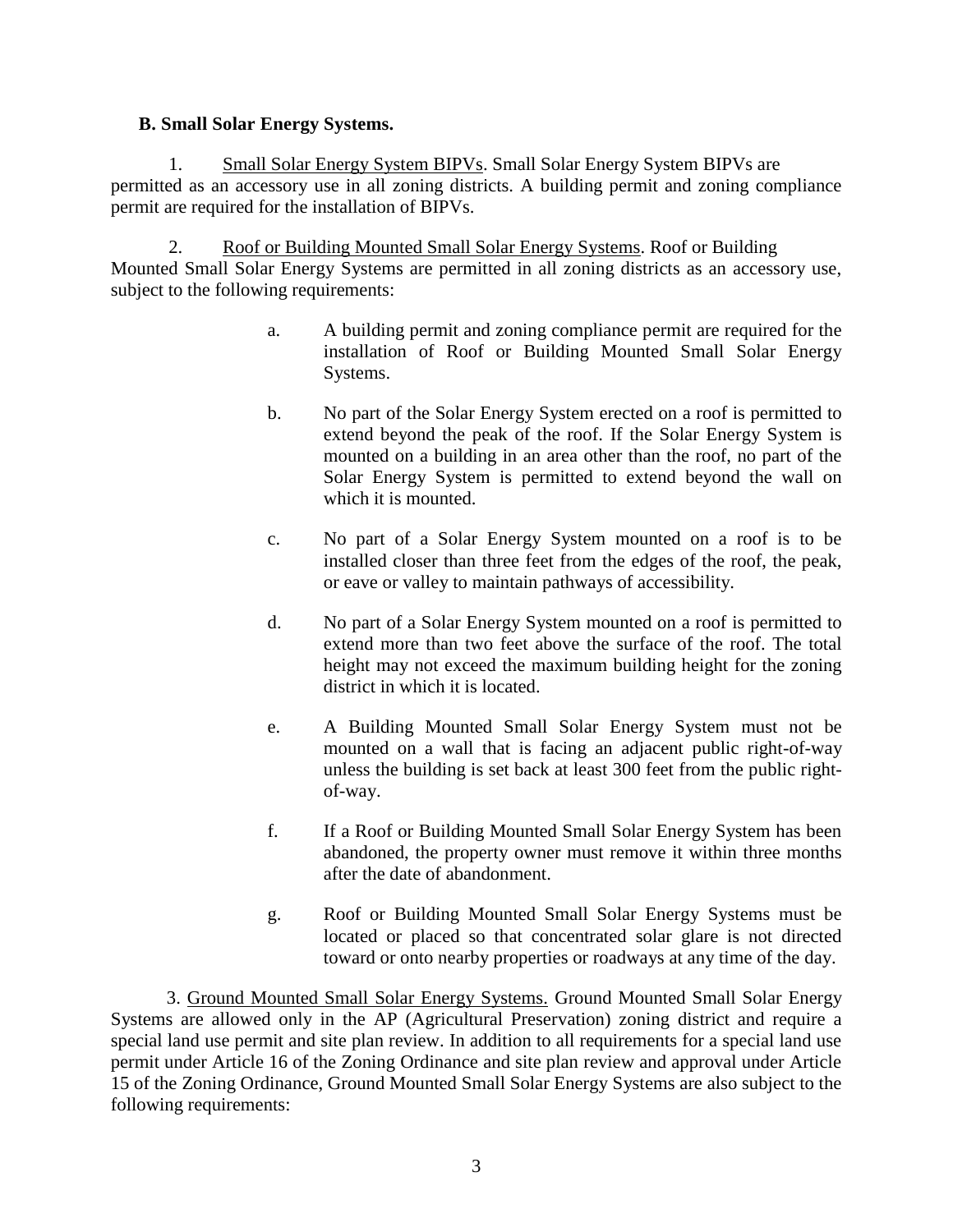**B. Small Solar Energy Systems.**

1. <u>Small Solar Energy System BIPVs</u>. Small Solar Energy System BIPVs are permitted as an accessory use in all zoning districts. A building permit and zoning compliance permit are required for the installation of BIPVs.

2. <u>Roof or Building Mounted Small Solar Energy Systems</u>. Roof or Building Mounted Small Solar Energy Systems are permitted in all zoning districts as an accessory use, subject to the following requirements:

   a. A building permit and zoning compliance permit are required for the installation of Roof or Building Mounted Small Solar Energy Systems.

   b. No part of the Solar Energy System erected on a roof is permitted to extend beyond the peak of the roof. If the Solar Energy System is mounted on a building in an area other than the roof, no part of the Solar Energy System is permitted to extend beyond the wall on which it is mounted.

   c. No part of a Solar Energy System mounted on a roof is to be installed closer than three feet from the edges of the roof, the peak, or eave or valley to maintain pathways of accessibility.

   d. No part of a Solar Energy System mounted on a roof is permitted to extend more than two feet above the surface of the roof. The total height may not exceed the maximum building height for the zoning district in which it is located.

   e. A Building Mounted Small Solar Energy System must not be mounted on a wall that is facing an adjacent public right-of-way unless the building is set back at least 300 feet from the public right-of-way.

   f. If a Roof or Building Mounted Small Solar Energy System has been abandoned, the property owner must remove it within three months after the date of abandonment.

   g. Roof or Building Mounted Small Solar Energy Systems must be located or placed so that concentrated solar glare is not directed toward or onto nearby properties or roadways at any time of the day.

3. <u>Ground Mounted Small Solar Energy Systems.</u> Ground Mounted Small Solar Energy Systems are allowed only in the AP (Agricultural Preservation) zoning district and require a special land use permit and site plan review. In addition to all requirements for a special land use permit under Article 16 of the Zoning Ordinance and site plan review and approval under Article 15 of the Zoning Ordinance, Ground Mounted Small Solar Energy Systems are also subject to the following requirements: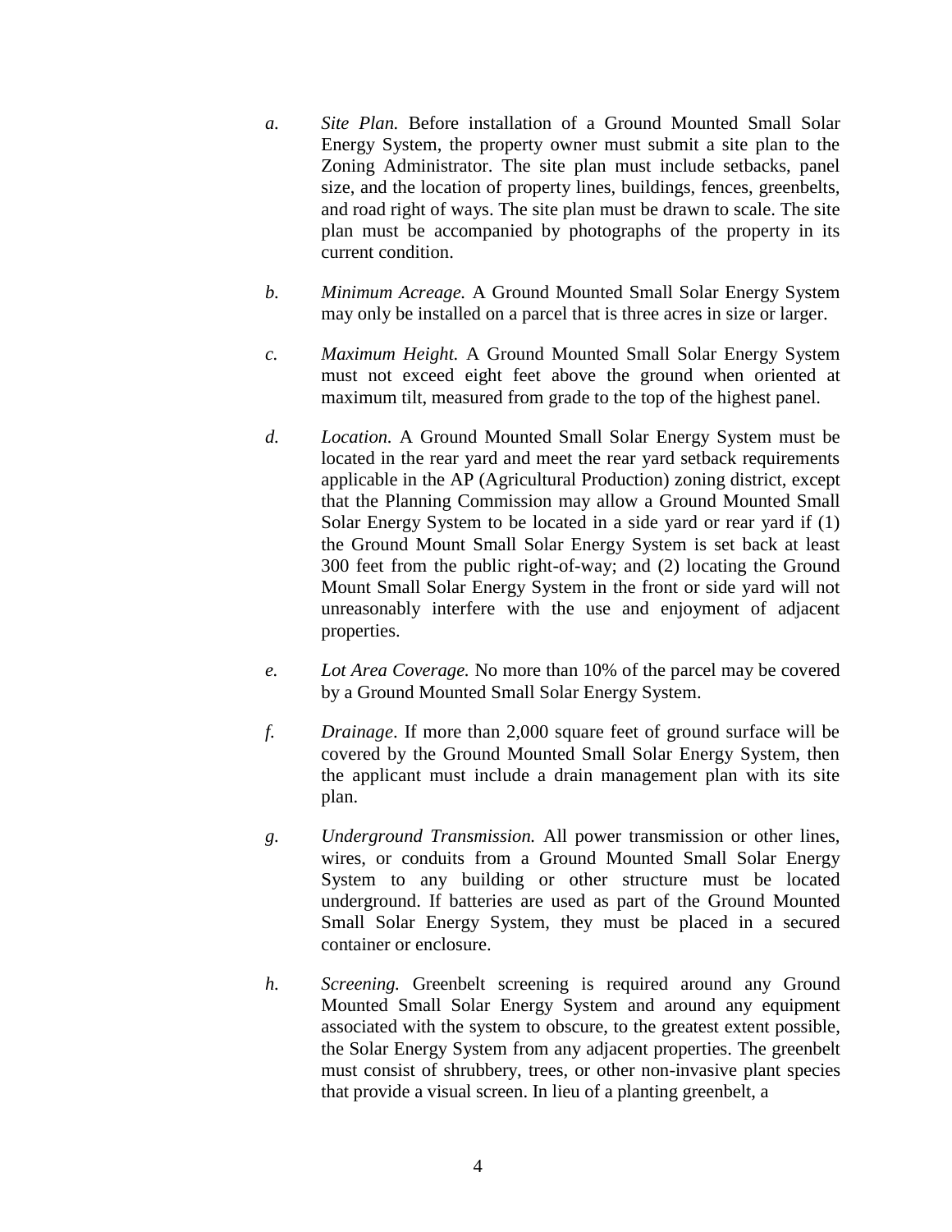*a.* *Site Plan.* Before installation of a Ground Mounted Small Solar Energy System, the property owner must submit a site plan to the Zoning Administrator. The site plan must include setbacks, panel size, and the location of property lines, buildings, fences, greenbelts, and road right of ways. The site plan must be drawn to scale. The site plan must be accompanied by photographs of the property in its current condition.

*b.* *Minimum Acreage.* A Ground Mounted Small Solar Energy System may only be installed on a parcel that is three acres in size or larger.

*c.* *Maximum Height.* A Ground Mounted Small Solar Energy System must not exceed eight feet above the ground when oriented at maximum tilt, measured from grade to the top of the highest panel.

*d.* *Location.* A Ground Mounted Small Solar Energy System must be located in the rear yard and meet the rear yard setback requirements applicable in the AP (Agricultural Production) zoning district, except that the Planning Commission may allow a Ground Mounted Small Solar Energy System to be located in a side yard or rear yard if (1) the Ground Mount Small Solar Energy System is set back at least 300 feet from the public right-of-way; and (2) locating the Ground Mount Small Solar Energy System in the front or side yard will not unreasonably interfere with the use and enjoyment of adjacent properties.

*e.* *Lot Area Coverage.* No more than 10% of the parcel may be covered by a Ground Mounted Small Solar Energy System.

*f.* *Drainage*. If more than 2,000 square feet of ground surface will be covered by the Ground Mounted Small Solar Energy System, then the applicant must include a drain management plan with its site plan.

*g.* *Underground Transmission.* All power transmission or other lines, wires, or conduits from a Ground Mounted Small Solar Energy System to any building or other structure must be located underground. If batteries are used as part of the Ground Mounted Small Solar Energy System, they must be placed in a secured container or enclosure.

*h.* *Screening.* Greenbelt screening is required around any Ground Mounted Small Solar Energy System and around any equipment associated with the system to obscure, to the greatest extent possible, the Solar Energy System from any adjacent properties. The greenbelt must consist of shrubbery, trees, or other non-invasive plant species that provide a visual screen. In lieu of a planting greenbelt, a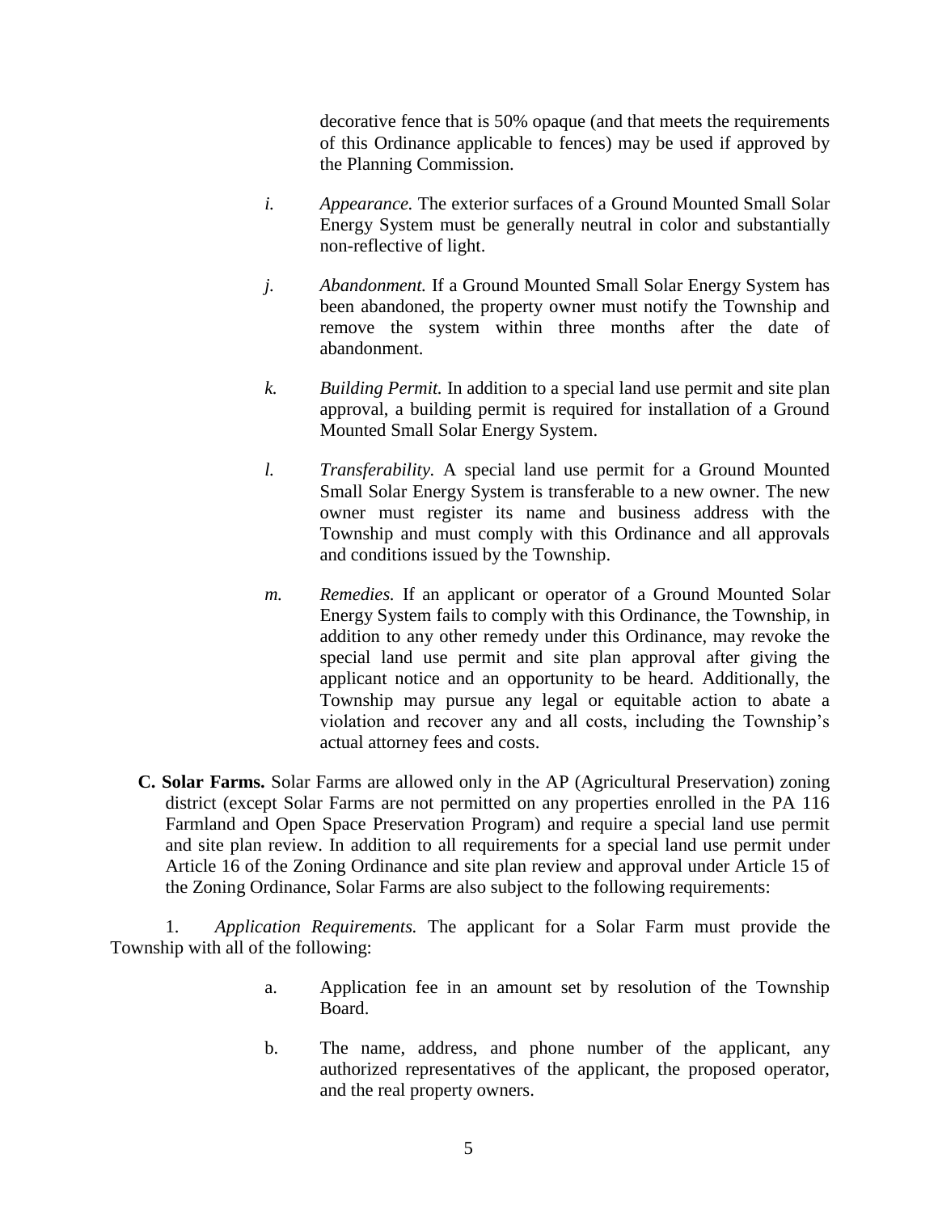decorative fence that is 50% opaque (and that meets the requirements of this Ordinance applicable to fences) may be used if approved by the Planning Commission.

*i.* *Appearance.* The exterior surfaces of a Ground Mounted Small Solar Energy System must be generally neutral in color and substantially non-reflective of light.

*j.* *Abandonment.* If a Ground Mounted Small Solar Energy System has been abandoned, the property owner must notify the Township and remove the system within three months after the date of abandonment.

*k.* *Building Permit.* In addition to a special land use permit and site plan approval, a building permit is required for installation of a Ground Mounted Small Solar Energy System.

*l.* *Transferability.* A special land use permit for a Ground Mounted Small Solar Energy System is transferable to a new owner. The new owner must register its name and business address with the Township and must comply with this Ordinance and all approvals and conditions issued by the Township.

*m.* *Remedies.* If an applicant or operator of a Ground Mounted Solar Energy System fails to comply with this Ordinance, the Township, in addition to any other remedy under this Ordinance, may revoke the special land use permit and site plan approval after giving the applicant notice and an opportunity to be heard. Additionally, the Township may pursue any legal or equitable action to abate a violation and recover any and all costs, including the Township's actual attorney fees and costs.

**C. Solar Farms.** Solar Farms are allowed only in the AP (Agricultural Preservation) zoning district (except Solar Farms are not permitted on any properties enrolled in the PA 116 Farmland and Open Space Preservation Program) and require a special land use permit and site plan review. In addition to all requirements for a special land use permit under Article 16 of the Zoning Ordinance and site plan review and approval under Article 15 of the Zoning Ordinance, Solar Farms are also subject to the following requirements:

1. *Application Requirements.* The applicant for a Solar Farm must provide the Township with all of the following:

a. Application fee in an amount set by resolution of the Township Board.

b. The name, address, and phone number of the applicant, any authorized representatives of the applicant, the proposed operator, and the real property owners.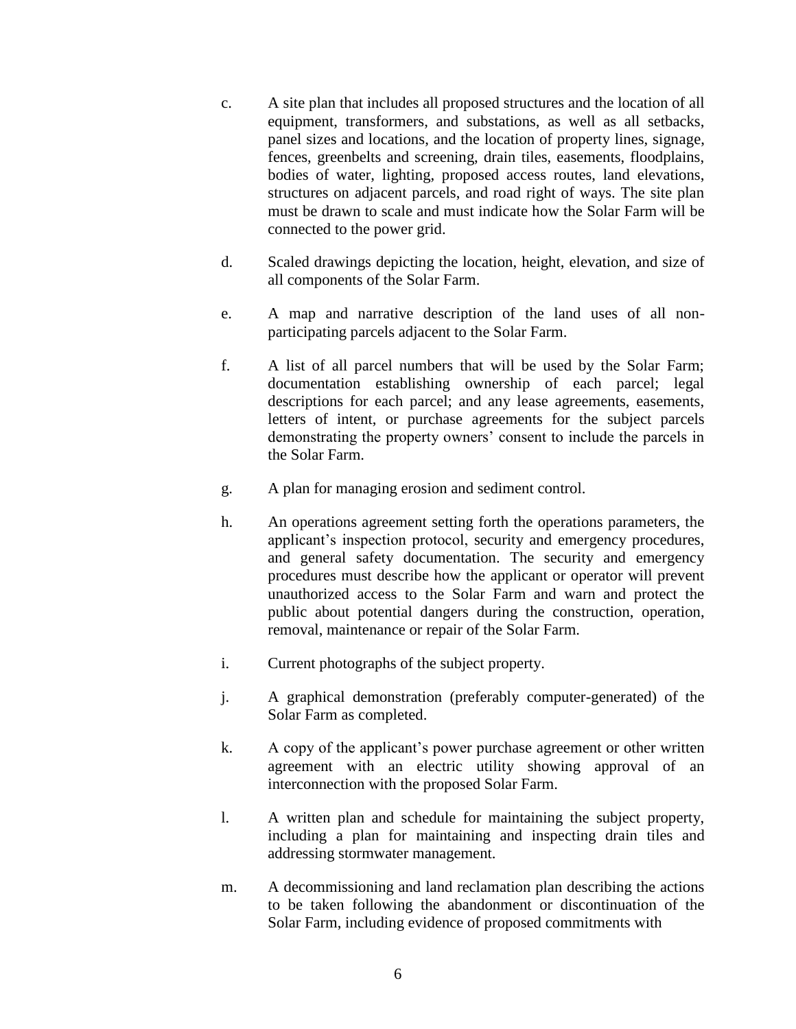c. A site plan that includes all proposed structures and the location of all equipment, transformers, and substations, as well as all setbacks, panel sizes and locations, and the location of property lines, signage, fences, greenbelts and screening, drain tiles, easements, floodplains, bodies of water, lighting, proposed access routes, land elevations, structures on adjacent parcels, and road right of ways. The site plan must be drawn to scale and must indicate how the Solar Farm will be connected to the power grid.

d. Scaled drawings depicting the location, height, elevation, and size of all components of the Solar Farm.

e. A map and narrative description of the land uses of all non-participating parcels adjacent to the Solar Farm.

f. A list of all parcel numbers that will be used by the Solar Farm; documentation establishing ownership of each parcel; legal descriptions for each parcel; and any lease agreements, easements, letters of intent, or purchase agreements for the subject parcels demonstrating the property owners' consent to include the parcels in the Solar Farm.

g. A plan for managing erosion and sediment control.

h. An operations agreement setting forth the operations parameters, the applicant's inspection protocol, security and emergency procedures, and general safety documentation. The security and emergency procedures must describe how the applicant or operator will prevent unauthorized access to the Solar Farm and warn and protect the public about potential dangers during the construction, operation, removal, maintenance or repair of the Solar Farm.

i. Current photographs of the subject property.

j. A graphical demonstration (preferably computer-generated) of the Solar Farm as completed.

k. A copy of the applicant's power purchase agreement or other written agreement with an electric utility showing approval of an interconnection with the proposed Solar Farm.

l. A written plan and schedule for maintaining the subject property, including a plan for maintaining and inspecting drain tiles and addressing stormwater management.

m. A decommissioning and land reclamation plan describing the actions to be taken following the abandonment or discontinuation of the Solar Farm, including evidence of proposed commitments with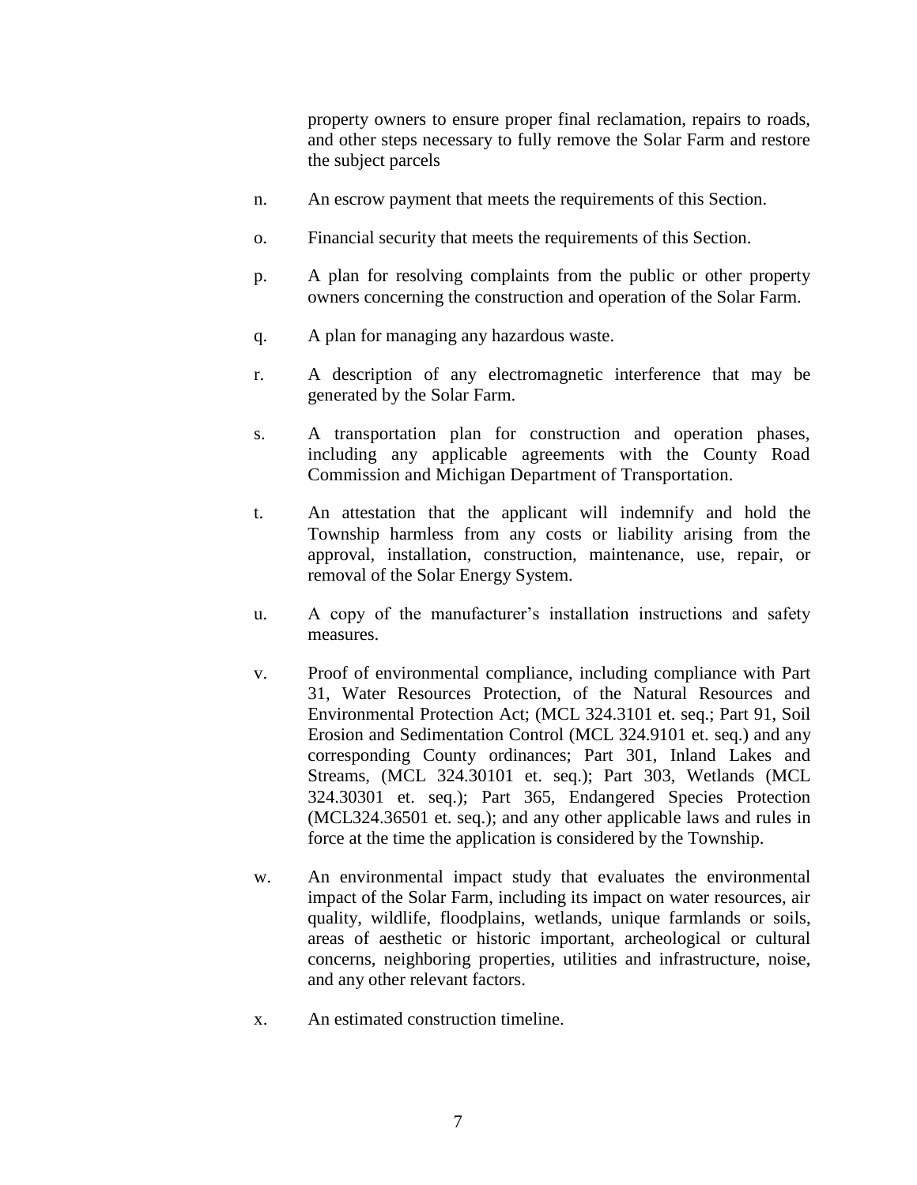property owners to ensure proper final reclamation, repairs to roads, and other steps necessary to fully remove the Solar Farm and restore the subject parcels

n. An escrow payment that meets the requirements of this Section.

o. Financial security that meets the requirements of this Section.

p. A plan for resolving complaints from the public or other property owners concerning the construction and operation of the Solar Farm.

q. A plan for managing any hazardous waste.

r. A description of any electromagnetic interference that may be generated by the Solar Farm.

s. A transportation plan for construction and operation phases, including any applicable agreements with the County Road Commission and Michigan Department of Transportation.

t. An attestation that the applicant will indemnify and hold the Township harmless from any costs or liability arising from the approval, installation, construction, maintenance, use, repair, or removal of the Solar Energy System.

u. A copy of the manufacturer's installation instructions and safety measures.

v. Proof of environmental compliance, including compliance with Part 31, Water Resources Protection, of the Natural Resources and Environmental Protection Act; (MCL 324.3101 et. seq.; Part 91, Soil Erosion and Sedimentation Control (MCL 324.9101 et. seq.) and any corresponding County ordinances; Part 301, Inland Lakes and Streams, (MCL 324.30101 et. seq.); Part 303, Wetlands (MCL 324.30301 et. seq.); Part 365, Endangered Species Protection (MCL324.36501 et. seq.); and any other applicable laws and rules in force at the time the application is considered by the Township.

w. An environmental impact study that evaluates the environmental impact of the Solar Farm, including its impact on water resources, air quality, wildlife, floodplains, wetlands, unique farmlands or soils, areas of aesthetic or historic important, archeological or cultural concerns, neighboring properties, utilities and infrastructure, noise, and any other relevant factors.

x. An estimated construction timeline.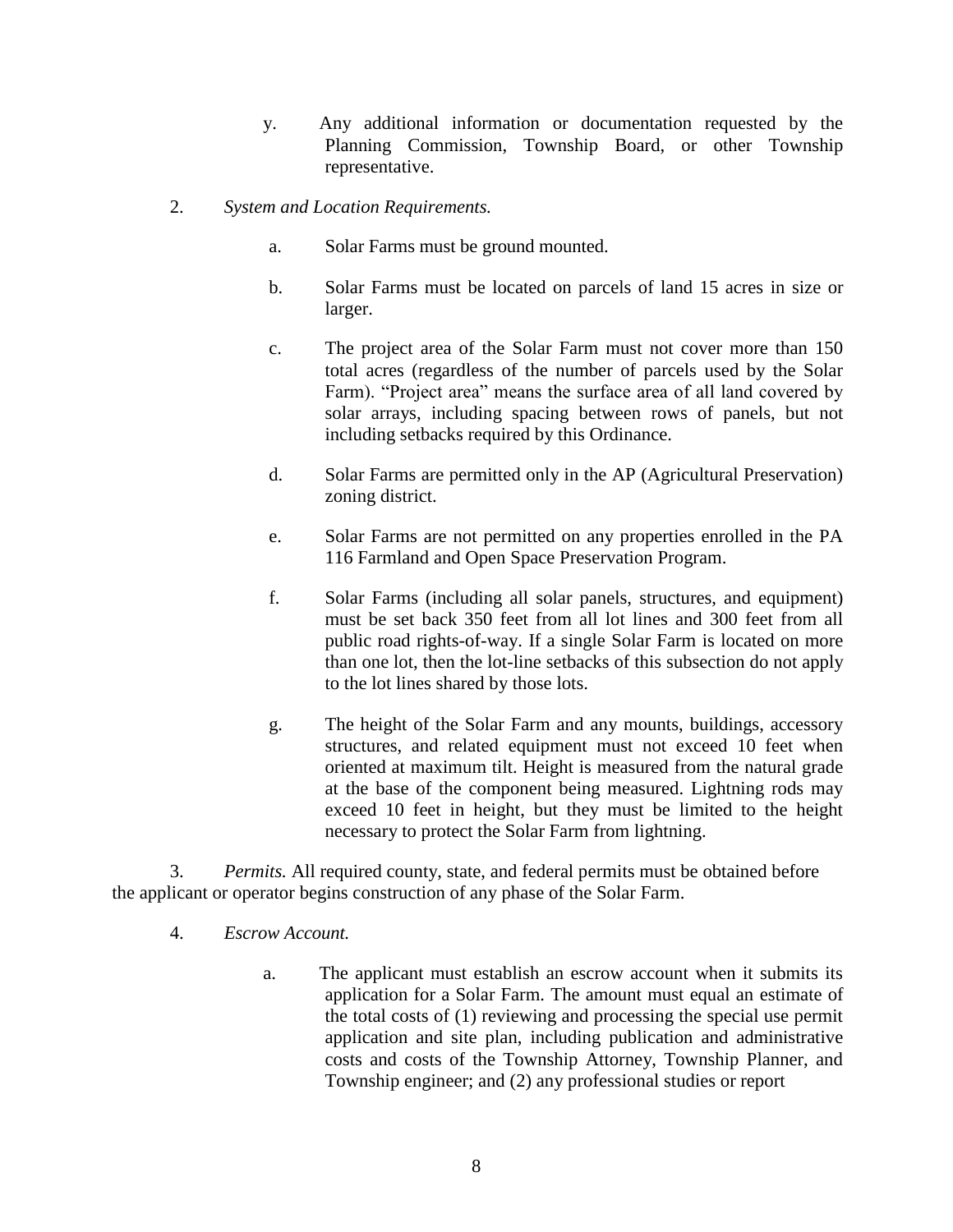y. Any additional information or documentation requested by the Planning Commission, Township Board, or other Township representative.

2. *System and Location Requirements.*

   a. Solar Farms must be ground mounted.

   b. Solar Farms must be located on parcels of land 15 acres in size or larger.

   c. The project area of the Solar Farm must not cover more than 150 total acres (regardless of the number of parcels used by the Solar Farm). "Project area" means the surface area of all land covered by solar arrays, including spacing between rows of panels, but not including setbacks required by this Ordinance.

   d. Solar Farms are permitted only in the AP (Agricultural Preservation) zoning district.

   e. Solar Farms are not permitted on any properties enrolled in the PA 116 Farmland and Open Space Preservation Program.

   f. Solar Farms (including all solar panels, structures, and equipment) must be set back 350 feet from all lot lines and 300 feet from all public road rights-of-way. If a single Solar Farm is located on more than one lot, then the lot-line setbacks of this subsection do not apply to the lot lines shared by those lots.

   g. The height of the Solar Farm and any mounts, buildings, accessory structures, and related equipment must not exceed 10 feet when oriented at maximum tilt. Height is measured from the natural grade at the base of the component being measured. Lightning rods may exceed 10 feet in height, but they must be limited to the height necessary to protect the Solar Farm from lightning.

3. *Permits.* All required county, state, and federal permits must be obtained before the applicant or operator begins construction of any phase of the Solar Farm.

4. *Escrow Account.*

   a. The applicant must establish an escrow account when it submits its application for a Solar Farm. The amount must equal an estimate of the total costs of (1) reviewing and processing the special use permit application and site plan, including publication and administrative costs and costs of the Township Attorney, Township Planner, and Township engineer; and (2) any professional studies or report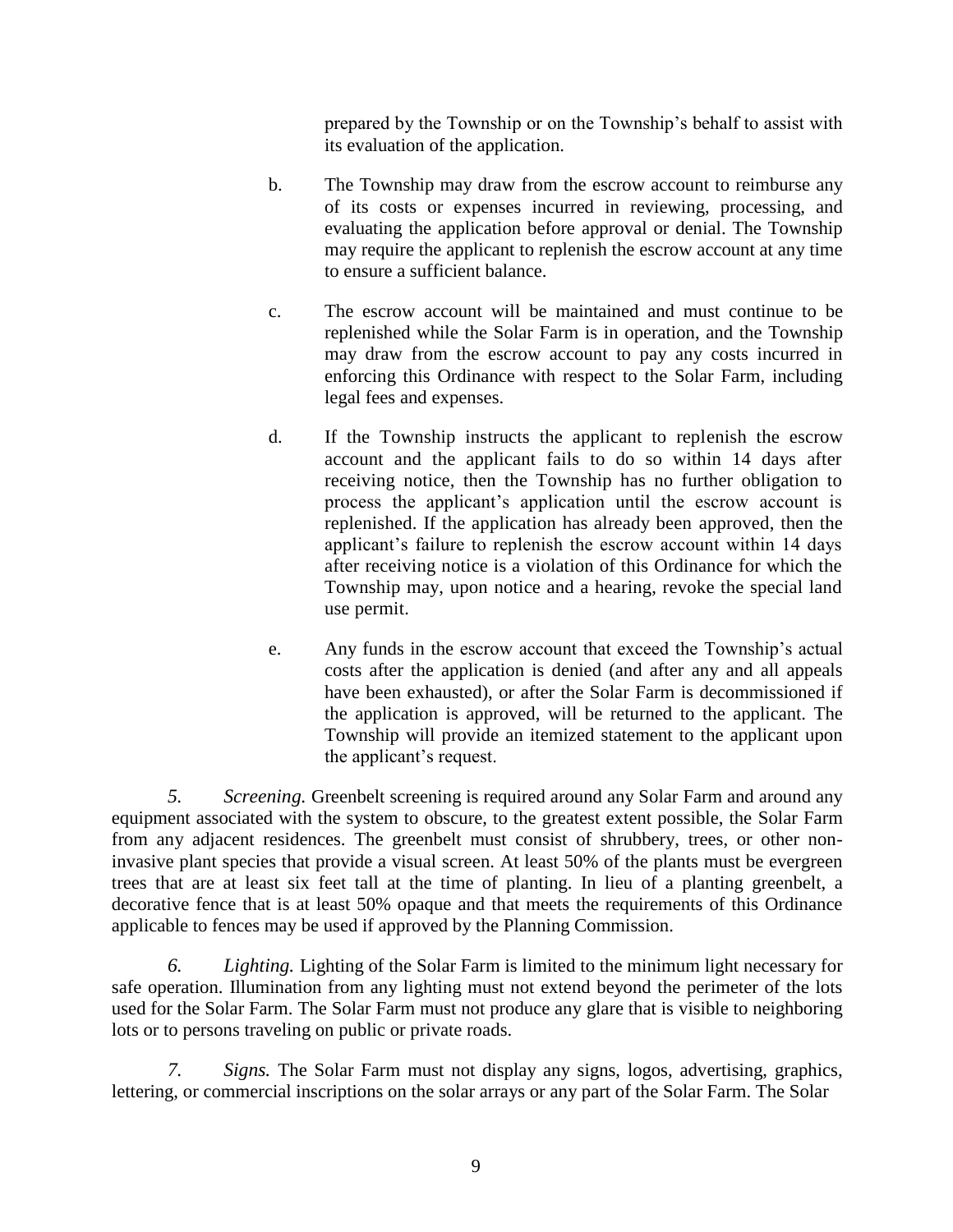prepared by the Township or on the Township's behalf to assist with its evaluation of the application.

b. The Township may draw from the escrow account to reimburse any of its costs or expenses incurred in reviewing, processing, and evaluating the application before approval or denial. The Township may require the applicant to replenish the escrow account at any time to ensure a sufficient balance.

c. The escrow account will be maintained and must continue to be replenished while the Solar Farm is in operation, and the Township may draw from the escrow account to pay any costs incurred in enforcing this Ordinance with respect to the Solar Farm, including legal fees and expenses.

d. If the Township instructs the applicant to replenish the escrow account and the applicant fails to do so within 14 days after receiving notice, then the Township has no further obligation to process the applicant's application until the escrow account is replenished. If the application has already been approved, then the applicant's failure to replenish the escrow account within 14 days after receiving notice is a violation of this Ordinance for which the Township may, upon notice and a hearing, revoke the special land use permit.

e. Any funds in the escrow account that exceed the Township's actual costs after the application is denied (and after any and all appeals have been exhausted), or after the Solar Farm is decommissioned if the application is approved, will be returned to the applicant. The Township will provide an itemized statement to the applicant upon the applicant's request.

*5. Screening.* Greenbelt screening is required around any Solar Farm and around any equipment associated with the system to obscure, to the greatest extent possible, the Solar Farm from any adjacent residences. The greenbelt must consist of shrubbery, trees, or other non-invasive plant species that provide a visual screen. At least 50% of the plants must be evergreen trees that are at least six feet tall at the time of planting. In lieu of a planting greenbelt, a decorative fence that is at least 50% opaque and that meets the requirements of this Ordinance applicable to fences may be used if approved by the Planning Commission.

*6. Lighting.* Lighting of the Solar Farm is limited to the minimum light necessary for safe operation. Illumination from any lighting must not extend beyond the perimeter of the lots used for the Solar Farm. The Solar Farm must not produce any glare that is visible to neighboring lots or to persons traveling on public or private roads.

*7. Signs.* The Solar Farm must not display any signs, logos, advertising, graphics, lettering, or commercial inscriptions on the solar arrays or any part of the Solar Farm. The Solar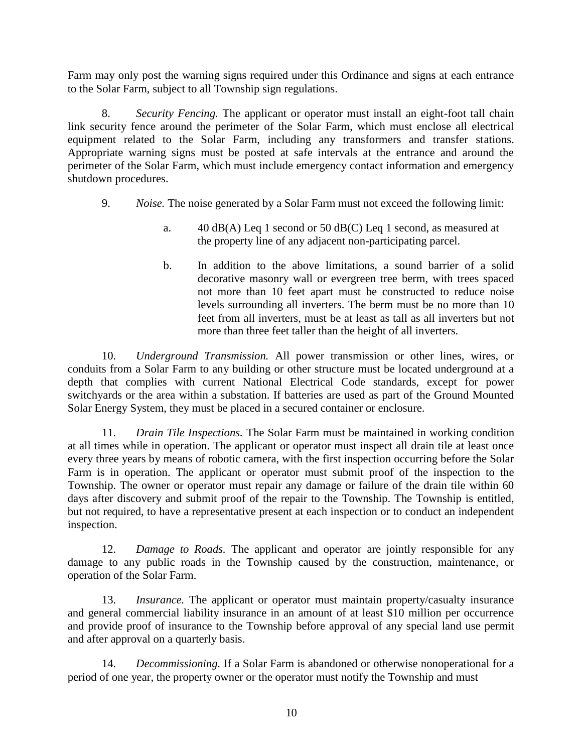Farm may only post the warning signs required under this Ordinance and signs at each entrance to the Solar Farm, subject to all Township sign regulations.

8. *Security Fencing.* The applicant or operator must install an eight-foot tall chain link security fence around the perimeter of the Solar Farm, which must enclose all electrical equipment related to the Solar Farm, including any transformers and transfer stations. Appropriate warning signs must be posted at safe intervals at the entrance and around the perimeter of the Solar Farm, which must include emergency contact information and emergency shutdown procedures.

9. *Noise.* The noise generated by a Solar Farm must not exceed the following limit:

   a. 40 dB(A) Leq 1 second or 50 dB(C) Leq 1 second, as measured at the property line of any adjacent non-participating parcel.

   b. In addition to the above limitations, a sound barrier of a solid decorative masonry wall or evergreen tree berm, with trees spaced not more than 10 feet apart must be constructed to reduce noise levels surrounding all inverters. The berm must be no more than 10 feet from all inverters, must be at least as tall as all inverters but not more than three feet taller than the height of all inverters.

10. *Underground Transmission.* All power transmission or other lines, wires, or conduits from a Solar Farm to any building or other structure must be located underground at a depth that complies with current National Electrical Code standards, except for power switchyards or the area within a substation. If batteries are used as part of the Ground Mounted Solar Energy System, they must be placed in a secured container or enclosure.

11. *Drain Tile Inspections.* The Solar Farm must be maintained in working condition at all times while in operation. The applicant or operator must inspect all drain tile at least once every three years by means of robotic camera, with the first inspection occurring before the Solar Farm is in operation. The applicant or operator must submit proof of the inspection to the Township. The owner or operator must repair any damage or failure of the drain tile within 60 days after discovery and submit proof of the repair to the Township. The Township is entitled, but not required, to have a representative present at each inspection or to conduct an independent inspection.

12. *Damage to Roads.* The applicant and operator are jointly responsible for any damage to any public roads in the Township caused by the construction, maintenance, or operation of the Solar Farm.

13. *Insurance.* The applicant or operator must maintain property/casualty insurance and general commercial liability insurance in an amount of at least $10 million per occurrence and provide proof of insurance to the Township before approval of any special land use permit and after approval on a quarterly basis.

14. *Decommissioning.* If a Solar Farm is abandoned or otherwise nonoperational for a period of one year, the property owner or the operator must notify the Township and must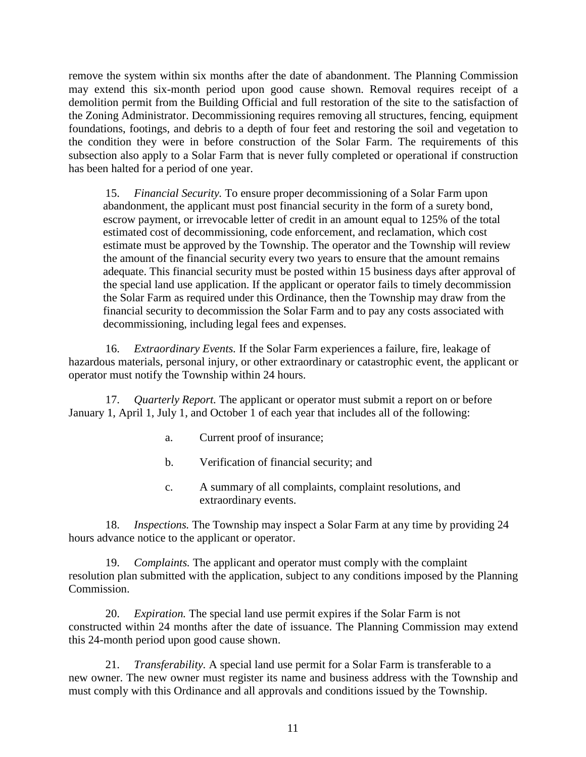remove the system within six months after the date of abandonment. The Planning Commission may extend this six-month period upon good cause shown. Removal requires receipt of a demolition permit from the Building Official and full restoration of the site to the satisfaction of the Zoning Administrator. Decommissioning requires removing all structures, fencing, equipment foundations, footings, and debris to a depth of four feet and restoring the soil and vegetation to the condition they were in before construction of the Solar Farm. The requirements of this subsection also apply to a Solar Farm that is never fully completed or operational if construction has been halted for a period of one year.

15. *Financial Security.* To ensure proper decommissioning of a Solar Farm upon abandonment, the applicant must post financial security in the form of a surety bond, escrow payment, or irrevocable letter of credit in an amount equal to 125% of the total estimated cost of decommissioning, code enforcement, and reclamation, which cost estimate must be approved by the Township. The operator and the Township will review the amount of the financial security every two years to ensure that the amount remains adequate. This financial security must be posted within 15 business days after approval of the special land use application. If the applicant or operator fails to timely decommission the Solar Farm as required under this Ordinance, then the Township may draw from the financial security to decommission the Solar Farm and to pay any costs associated with decommissioning, including legal fees and expenses.

16. *Extraordinary Events.* If the Solar Farm experiences a failure, fire, leakage of hazardous materials, personal injury, or other extraordinary or catastrophic event, the applicant or operator must notify the Township within 24 hours.

17. *Quarterly Report.* The applicant or operator must submit a report on or before January 1, April 1, July 1, and October 1 of each year that includes all of the following:

a. Current proof of insurance;

b. Verification of financial security; and

c. A summary of all complaints, complaint resolutions, and extraordinary events.

18. *Inspections.* The Township may inspect a Solar Farm at any time by providing 24 hours advance notice to the applicant or operator.

19. *Complaints.* The applicant and operator must comply with the complaint resolution plan submitted with the application, subject to any conditions imposed by the Planning Commission.

20. *Expiration.* The special land use permit expires if the Solar Farm is not constructed within 24 months after the date of issuance. The Planning Commission may extend this 24-month period upon good cause shown.

21. *Transferability.* A special land use permit for a Solar Farm is transferable to a new owner. The new owner must register its name and business address with the Township and must comply with this Ordinance and all approvals and conditions issued by the Township.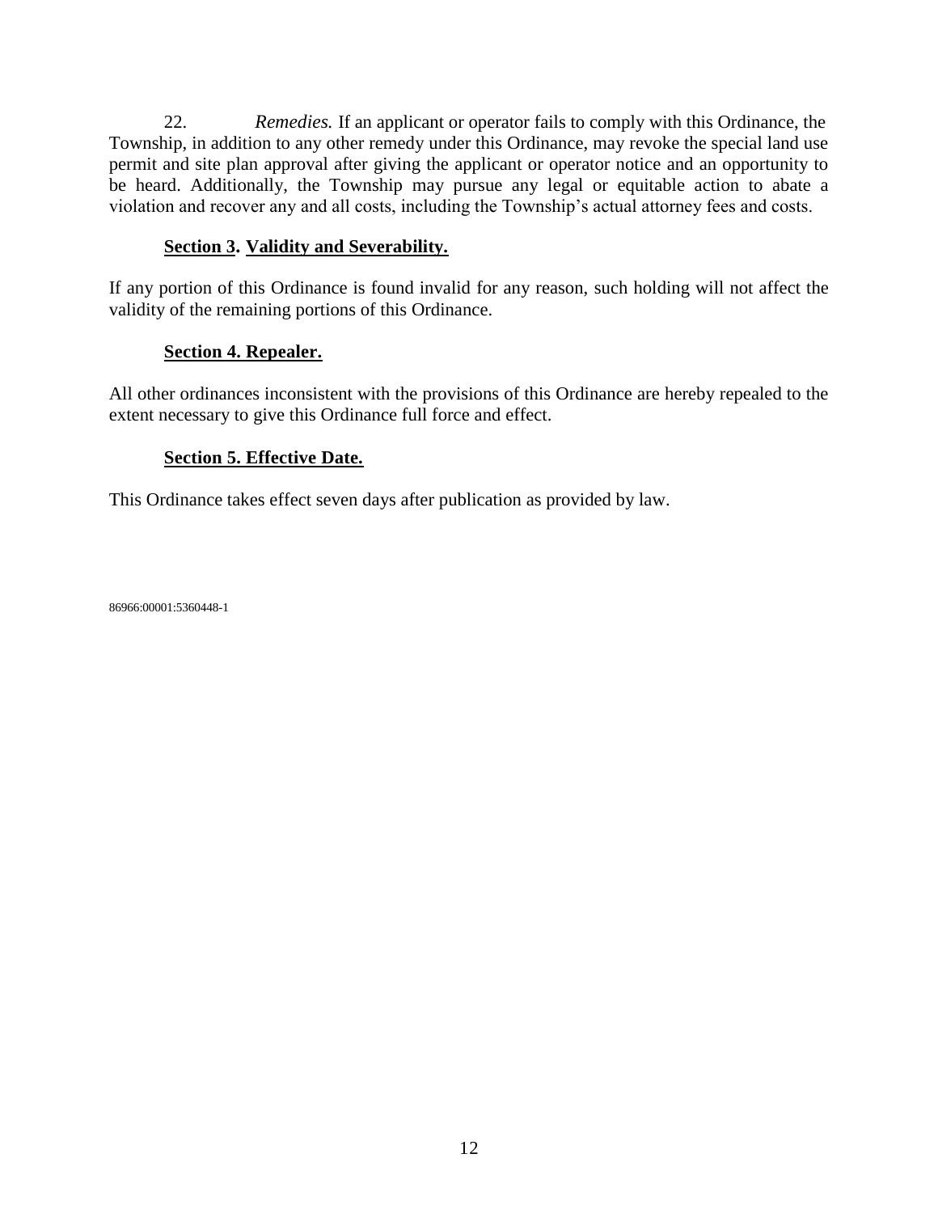22. *Remedies.* If an applicant or operator fails to comply with this Ordinance, the Township, in addition to any other remedy under this Ordinance, may revoke the special land use permit and site plan approval after giving the applicant or operator notice and an opportunity to be heard. Additionally, the Township may pursue any legal or equitable action to abate a violation and recover any and all costs, including the Township's actual attorney fees and costs.

**Section 3. Validity and Severability.**

If any portion of this Ordinance is found invalid for any reason, such holding will not affect the validity of the remaining portions of this Ordinance.

**Section 4. Repealer.**

All other ordinances inconsistent with the provisions of this Ordinance are hereby repealed to the extent necessary to give this Ordinance full force and effect.

**Section 5. Effective Date.**

This Ordinance takes effect seven days after publication as provided by law.

86966:00001:5360448-1